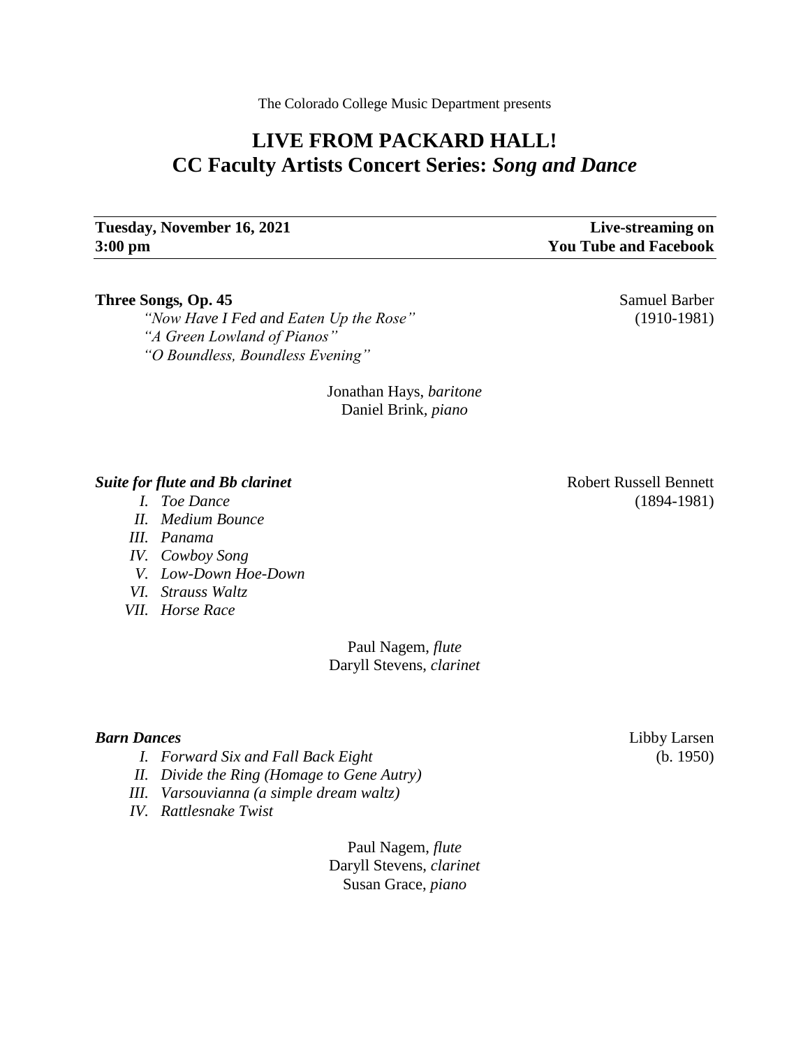The Colorado College Music Department presents

# LIVE FROM PACKARD HALL!
# CC Faculty Artists Concert Series: *Song and Dance*

**Tuesday, November 16, 2021**
**3:00 pm**

**Live-streaming on**
**You Tube and Facebook**

**Three Songs, Op. 45** — Samuel Barber (1910-1981)

*"Now Have I Fed and Eaten Up the Rose"*
*"A Green Lowland of Pianos"*
*"O Boundless, Boundless Evening"*

Jonathan Hays, *baritone*
Daniel Brink, *piano*

***Suite for flute and Bb clarinet*** — Robert Russell Bennett (1894-1981)

*I. Toe Dance*
*II. Medium Bounce*
*III. Panama*
*IV. Cowboy Song*
*V. Low-Down Hoe-Down*
*VI. Strauss Waltz*
*VII. Horse Race*

Paul Nagem, *flute*
Daryll Stevens, *clarinet*

***Barn Dances*** — Libby Larsen (b. 1950)

*I. Forward Six and Fall Back Eight*
*II. Divide the Ring (Homage to Gene Autry)*
*III. Varsouvianna (a simple dream waltz)*
*IV. Rattlesnake Twist*

Paul Nagem, *flute*
Daryll Stevens, *clarinet*
Susan Grace, *piano*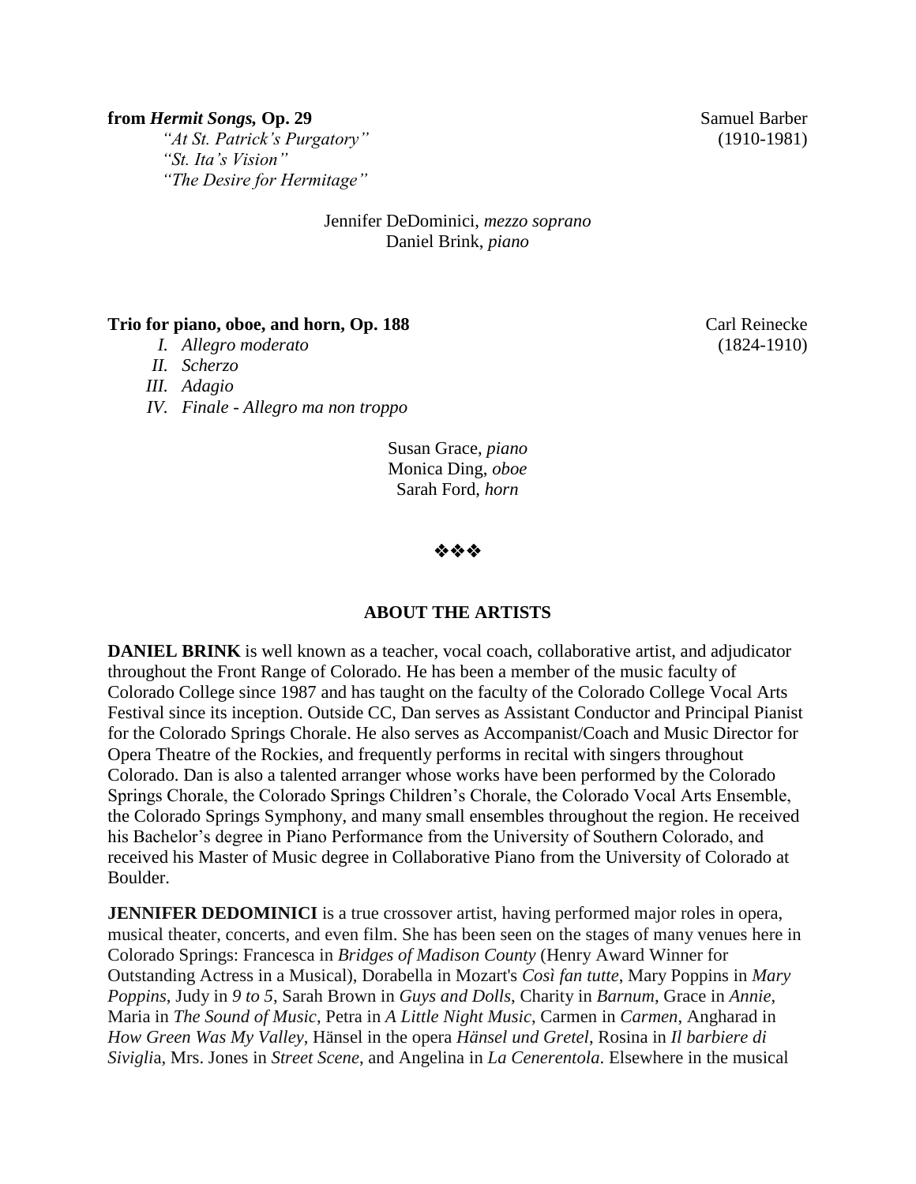**from *Hermit Songs,* Op. 29** Samuel Barber (1910-1981)

*"At St. Patrick's Purgatory"*
*"St. Ita's Vision"*
*"The Desire for Hermitage"*

Jennifer DeDominici, *mezzo soprano*
Daniel Brink, *piano*

**Trio for piano, oboe, and horn, Op. 188** Carl Reinecke (1824-1910)

I. *Allegro moderato*
II. *Scherzo*
III. *Adagio*
IV. *Finale - Allegro ma non troppo*

Susan Grace, *piano*
Monica Ding, *oboe*
Sarah Ford, *horn*

❖❖❖

## ABOUT THE ARTISTS

**DANIEL BRINK** is well known as a teacher, vocal coach, collaborative artist, and adjudicator throughout the Front Range of Colorado. He has been a member of the music faculty of Colorado College since 1987 and has taught on the faculty of the Colorado College Vocal Arts Festival since its inception. Outside CC, Dan serves as Assistant Conductor and Principal Pianist for the Colorado Springs Chorale. He also serves as Accompanist/Coach and Music Director for Opera Theatre of the Rockies, and frequently performs in recital with singers throughout Colorado. Dan is also a talented arranger whose works have been performed by the Colorado Springs Chorale, the Colorado Springs Children's Chorale, the Colorado Vocal Arts Ensemble, the Colorado Springs Symphony, and many small ensembles throughout the region. He received his Bachelor's degree in Piano Performance from the University of Southern Colorado, and received his Master of Music degree in Collaborative Piano from the University of Colorado at Boulder.

**JENNIFER DEDOMINICI** is a true crossover artist, having performed major roles in opera, musical theater, concerts, and even film. She has been seen on the stages of many venues here in Colorado Springs: Francesca in *Bridges of Madison County* (Henry Award Winner for Outstanding Actress in a Musical), Dorabella in Mozart's *Così fan tutte*, Mary Poppins in *Mary Poppins*, Judy in *9 to 5*, Sarah Brown in *Guys and Dolls*, Charity in *Barnum*, Grace in *Annie*, Maria in *The Sound of Music*, Petra in *A Little Night Music*, Carmen in *Carmen*, Angharad in *How Green Was My Valley*, Hänsel in the opera *Hänsel und Gretel*, Rosina in *Il barbiere di Siviglia*, Mrs. Jones in *Street Scene*, and Angelina in *La Cenerentola*. Elsewhere in the musical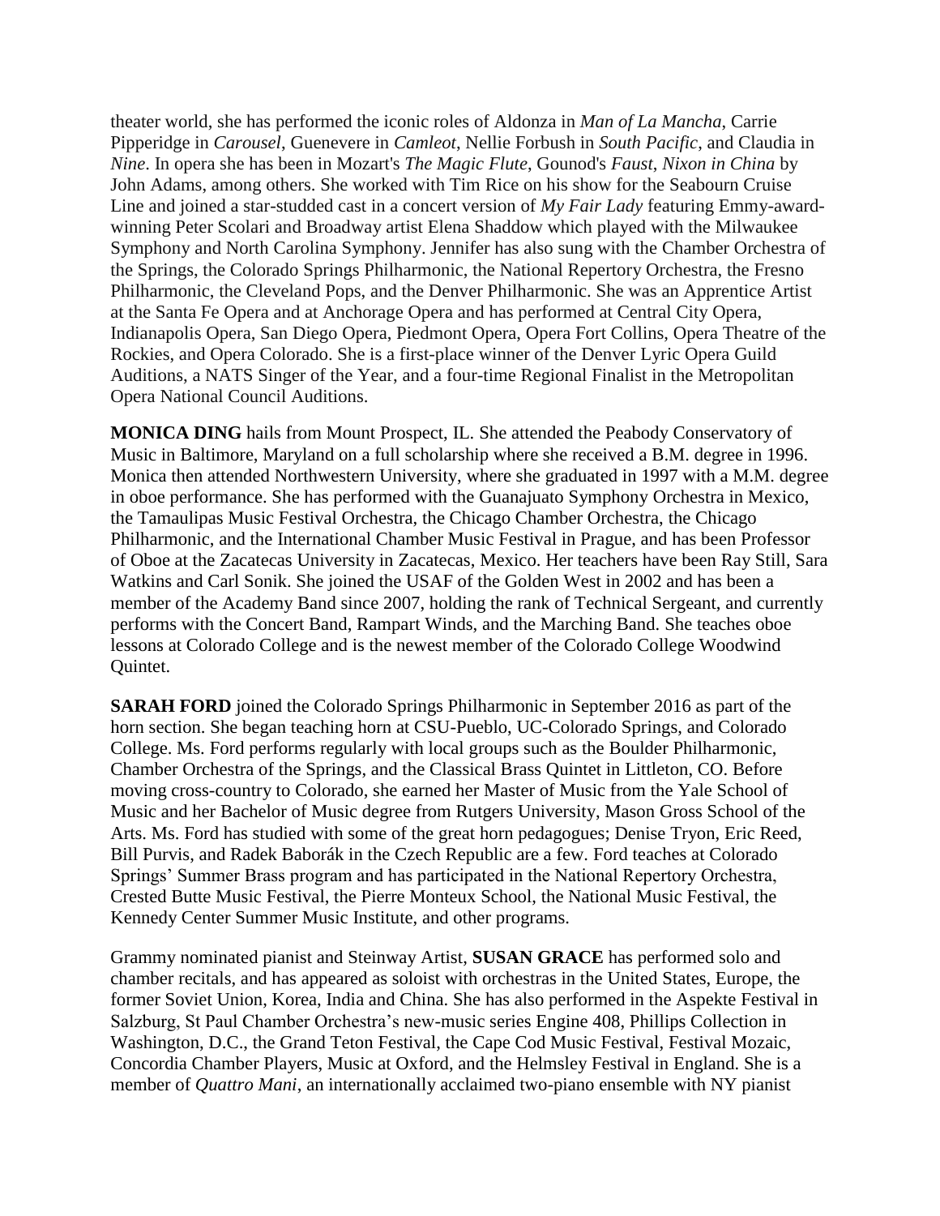theater world, she has performed the iconic roles of Aldonza in *Man of La Mancha*, Carrie Pipperidge in *Carousel*, Guenevere in *Camleot*, Nellie Forbush in *South Pacific*, and Claudia in *Nine*. In opera she has been in Mozart's *The Magic Flute*, Gounod's *Faust*, *Nixon in China* by John Adams, among others. She worked with Tim Rice on his show for the Seabourn Cruise Line and joined a star-studded cast in a concert version of *My Fair Lady* featuring Emmy-award-winning Peter Scolari and Broadway artist Elena Shaddow which played with the Milwaukee Symphony and North Carolina Symphony. Jennifer has also sung with the Chamber Orchestra of the Springs, the Colorado Springs Philharmonic, the National Repertory Orchestra, the Fresno Philharmonic, the Cleveland Pops, and the Denver Philharmonic. She was an Apprentice Artist at the Santa Fe Opera and at Anchorage Opera and has performed at Central City Opera, Indianapolis Opera, San Diego Opera, Piedmont Opera, Opera Fort Collins, Opera Theatre of the Rockies, and Opera Colorado. She is a first-place winner of the Denver Lyric Opera Guild Auditions, a NATS Singer of the Year, and a four-time Regional Finalist in the Metropolitan Opera National Council Auditions.

**MONICA DING** hails from Mount Prospect, IL. She attended the Peabody Conservatory of Music in Baltimore, Maryland on a full scholarship where she received a B.M. degree in 1996. Monica then attended Northwestern University, where she graduated in 1997 with a M.M. degree in oboe performance. She has performed with the Guanajuato Symphony Orchestra in Mexico, the Tamaulipas Music Festival Orchestra, the Chicago Chamber Orchestra, the Chicago Philharmonic, and the International Chamber Music Festival in Prague, and has been Professor of Oboe at the Zacatecas University in Zacatecas, Mexico. Her teachers have been Ray Still, Sara Watkins and Carl Sonik. She joined the USAF of the Golden West in 2002 and has been a member of the Academy Band since 2007, holding the rank of Technical Sergeant, and currently performs with the Concert Band, Rampart Winds, and the Marching Band. She teaches oboe lessons at Colorado College and is the newest member of the Colorado College Woodwind Quintet.

**SARAH FORD** joined the Colorado Springs Philharmonic in September 2016 as part of the horn section. She began teaching horn at CSU-Pueblo, UC-Colorado Springs, and Colorado College. Ms. Ford performs regularly with local groups such as the Boulder Philharmonic, Chamber Orchestra of the Springs, and the Classical Brass Quintet in Littleton, CO. Before moving cross-country to Colorado, she earned her Master of Music from the Yale School of Music and her Bachelor of Music degree from Rutgers University, Mason Gross School of the Arts. Ms. Ford has studied with some of the great horn pedagogues; Denise Tryon, Eric Reed, Bill Purvis, and Radek Baborák in the Czech Republic are a few. Ford teaches at Colorado Springs' Summer Brass program and has participated in the National Repertory Orchestra, Crested Butte Music Festival, the Pierre Monteux School, the National Music Festival, the Kennedy Center Summer Music Institute, and other programs.

Grammy nominated pianist and Steinway Artist, **SUSAN GRACE** has performed solo and chamber recitals, and has appeared as soloist with orchestras in the United States, Europe, the former Soviet Union, Korea, India and China. She has also performed in the Aspekte Festival in Salzburg, St Paul Chamber Orchestra's new-music series Engine 408, Phillips Collection in Washington, D.C., the Grand Teton Festival, the Cape Cod Music Festival, Festival Mozaic, Concordia Chamber Players, Music at Oxford, and the Helmsley Festival in England. She is a member of *Quattro Mani*, an internationally acclaimed two-piano ensemble with NY pianist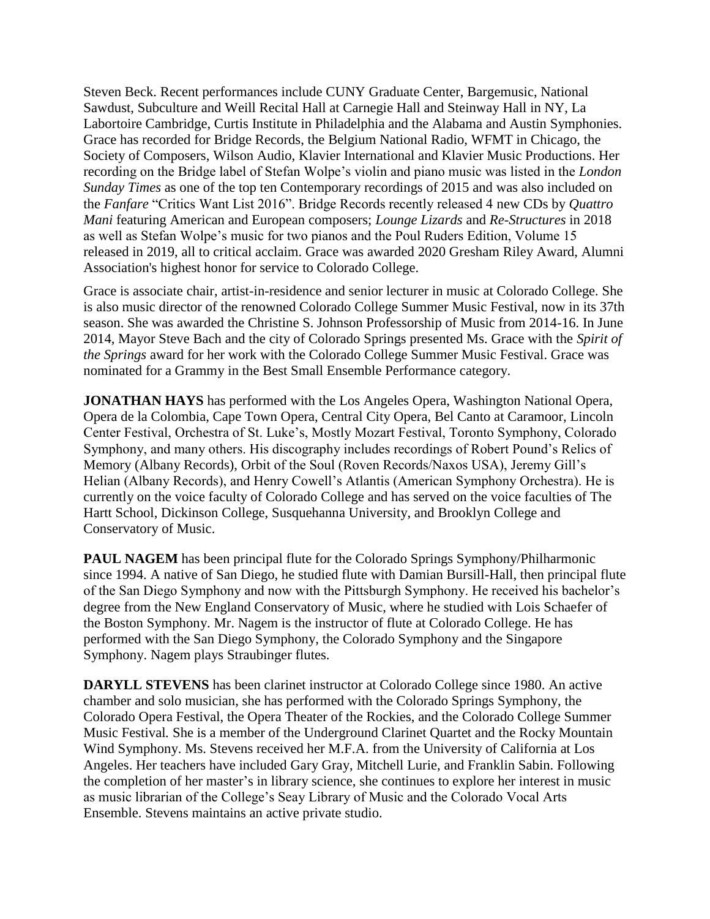Steven Beck. Recent performances include CUNY Graduate Center, Bargemusic, National Sawdust, Subculture and Weill Recital Hall at Carnegie Hall and Steinway Hall in NY, La Labortoire Cambridge, Curtis Institute in Philadelphia and the Alabama and Austin Symphonies. Grace has recorded for Bridge Records, the Belgium National Radio, WFMT in Chicago, the Society of Composers, Wilson Audio, Klavier International and Klavier Music Productions. Her recording on the Bridge label of Stefan Wolpe's violin and piano music was listed in the *London Sunday Times* as one of the top ten Contemporary recordings of 2015 and was also included on the *Fanfare* "Critics Want List 2016". Bridge Records recently released 4 new CDs by *Quattro Mani* featuring American and European composers; *Lounge Lizards* and *Re-Structures* in 2018 as well as Stefan Wolpe's music for two pianos and the Poul Ruders Edition, Volume 15 released in 2019, all to critical acclaim. Grace was awarded 2020 Gresham Riley Award, Alumni Association's highest honor for service to Colorado College.

Grace is associate chair, artist-in-residence and senior lecturer in music at Colorado College. She is also music director of the renowned Colorado College Summer Music Festival, now in its 37th season. She was awarded the Christine S. Johnson Professorship of Music from 2014-16. In June 2014, Mayor Steve Bach and the city of Colorado Springs presented Ms. Grace with the *Spirit of the Springs* award for her work with the Colorado College Summer Music Festival. Grace was nominated for a Grammy in the Best Small Ensemble Performance category.

**JONATHAN HAYS** has performed with the Los Angeles Opera, Washington National Opera, Opera de la Colombia, Cape Town Opera, Central City Opera, Bel Canto at Caramoor, Lincoln Center Festival, Orchestra of St. Luke's, Mostly Mozart Festival, Toronto Symphony, Colorado Symphony, and many others. His discography includes recordings of Robert Pound's Relics of Memory (Albany Records), Orbit of the Soul (Roven Records/Naxos USA), Jeremy Gill's Helian (Albany Records), and Henry Cowell's Atlantis (American Symphony Orchestra). He is currently on the voice faculty of Colorado College and has served on the voice faculties of The Hartt School, Dickinson College, Susquehanna University, and Brooklyn College and Conservatory of Music.

**PAUL NAGEM** has been principal flute for the Colorado Springs Symphony/Philharmonic since 1994. A native of San Diego, he studied flute with Damian Bursill-Hall, then principal flute of the San Diego Symphony and now with the Pittsburgh Symphony. He received his bachelor's degree from the New England Conservatory of Music, where he studied with Lois Schaefer of the Boston Symphony. Mr. Nagem is the instructor of flute at Colorado College. He has performed with the San Diego Symphony, the Colorado Symphony and the Singapore Symphony. Nagem plays Straubinger flutes.

**DARYLL STEVENS** has been clarinet instructor at Colorado College since 1980. An active chamber and solo musician, she has performed with the Colorado Springs Symphony, the Colorado Opera Festival, the Opera Theater of the Rockies, and the Colorado College Summer Music Festival. She is a member of the Underground Clarinet Quartet and the Rocky Mountain Wind Symphony. Ms. Stevens received her M.F.A. from the University of California at Los Angeles. Her teachers have included Gary Gray, Mitchell Lurie, and Franklin Sabin. Following the completion of her master's in library science, she continues to explore her interest in music as music librarian of the College's Seay Library of Music and the Colorado Vocal Arts Ensemble. Stevens maintains an active private studio.